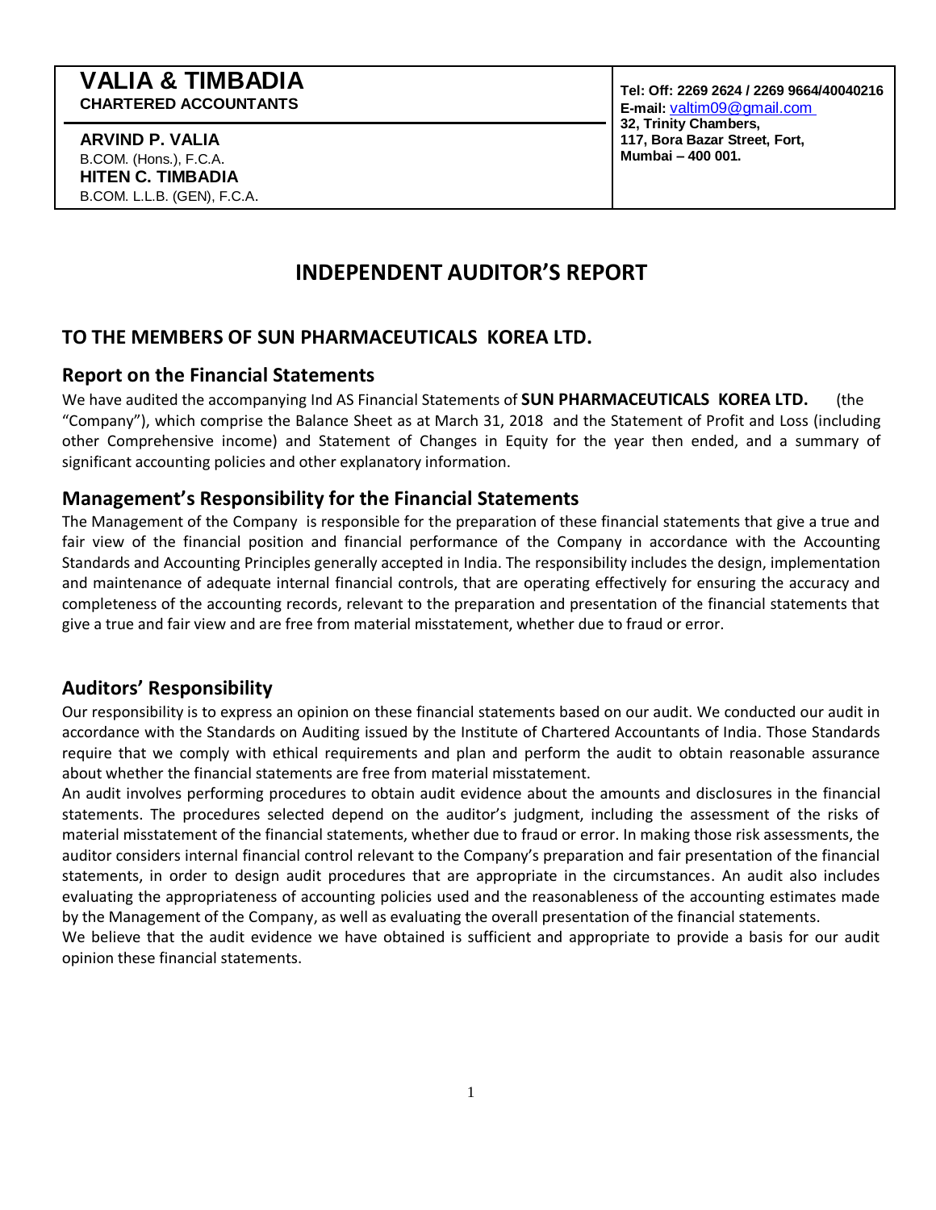# VALIA & TIMBADIA

**CHARTERED ACCOUNTANTS**

**ARVIND P. VALIA**
B.COM. (Hons.), F.C.A.
**HITEN C. TIMBADIA**
B.COM. L.L.B. (GEN), F.C.A.

**Tel: Off: 2269 2624 / 2269 9664/40040216**
**E-mail:** valtim09@gmail.com
**32, Trinity Chambers,**
**117, Bora Bazar Street, Fort,**
**Mumbai – 400 001.**

## INDEPENDENT AUDITOR'S REPORT

### TO THE MEMBERS OF SUN PHARMACEUTICALS KOREA LTD.

### Report on the Financial Statements

We have audited the accompanying Ind AS Financial Statements of **SUN PHARMACEUTICALS KOREA LTD.** (the "Company"), which comprise the Balance Sheet as at March 31, 2018 and the Statement of Profit and Loss (including other Comprehensive income) and Statement of Changes in Equity for the year then ended, and a summary of significant accounting policies and other explanatory information.

### Management's Responsibility for the Financial Statements

The Management of the Company is responsible for the preparation of these financial statements that give a true and fair view of the financial position and financial performance of the Company in accordance with the Accounting Standards and Accounting Principles generally accepted in India. The responsibility includes the design, implementation and maintenance of adequate internal financial controls, that are operating effectively for ensuring the accuracy and completeness of the accounting records, relevant to the preparation and presentation of the financial statements that give a true and fair view and are free from material misstatement, whether due to fraud or error.

### Auditors' Responsibility

Our responsibility is to express an opinion on these financial statements based on our audit. We conducted our audit in accordance with the Standards on Auditing issued by the Institute of Chartered Accountants of India. Those Standards require that we comply with ethical requirements and plan and perform the audit to obtain reasonable assurance about whether the financial statements are free from material misstatement.

An audit involves performing procedures to obtain audit evidence about the amounts and disclosures in the financial statements. The procedures selected depend on the auditor's judgment, including the assessment of the risks of material misstatement of the financial statements, whether due to fraud or error. In making those risk assessments, the auditor considers internal financial control relevant to the Company's preparation and fair presentation of the financial statements, in order to design audit procedures that are appropriate in the circumstances. An audit also includes evaluating the appropriateness of accounting policies used and the reasonableness of the accounting estimates made by the Management of the Company, as well as evaluating the overall presentation of the financial statements.

We believe that the audit evidence we have obtained is sufficient and appropriate to provide a basis for our audit opinion these financial statements.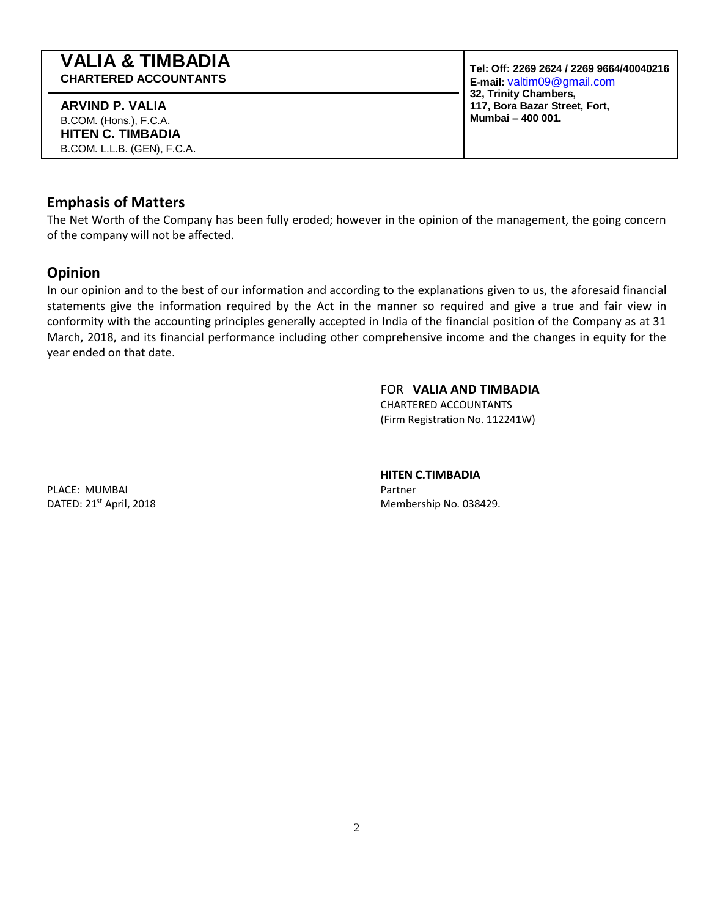# VALIA & TIMBADIA
**CHARTERED ACCOUNTANTS**

**ARVIND P. VALIA**
B.COM. (Hons.), F.C.A.
**HITEN C. TIMBADIA**
B.COM. L.L.B. (GEN), F.C.A.

**Tel: Off: 2269 2624 / 2269 9664/40040216**
**E-mail:** valtim09@gmail.com
**32, Trinity Chambers,**
**117, Bora Bazar Street, Fort,**
**Mumbai – 400 001.**

## Emphasis of Matters

The Net Worth of the Company has been fully eroded; however in the opinion of the management, the going concern of the company will not be affected.

## Opinion

In our opinion and to the best of our information and according to the explanations given to us, the aforesaid financial statements give the information required by the Act in the manner so required and give a true and fair view in conformity with the accounting principles generally accepted in India of the financial position of the Company as at 31 March, 2018, and its financial performance including other comprehensive income and the changes in equity for the year ended on that date.

FOR **VALIA AND TIMBADIA**
CHARTERED ACCOUNTANTS
(Firm Registration No. 112241W)

**HITEN C.TIMBADIA**
Partner
Membership No. 038429.

PLACE: MUMBAI
DATED: 21st April, 2018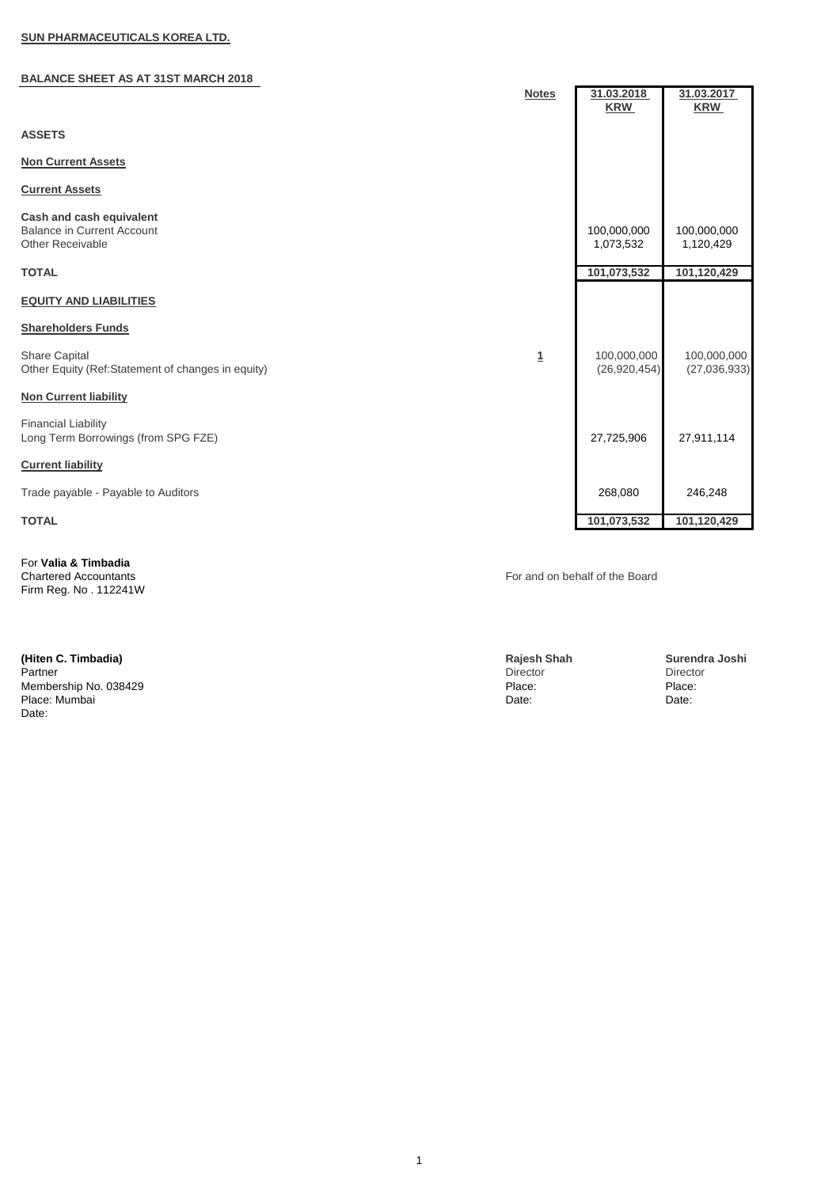**SUN PHARMACEUTICALS KOREA LTD.**

**BALANCE SHEET AS AT 31ST MARCH 2018**

| | Notes | 31.03.2018 KRW | 31.03.2017 KRW |
|---|---|---|---|
| **ASSETS** | | | |
| **Non Current Assets** | | | |
| **Current Assets** | | | |
| **Cash and cash equivalent** | | | |
| Balance in Current Account | | 100,000,000 | 100,000,000 |
| Other Receivable | | 1,073,532 | 1,120,429 |
| **TOTAL** | | **101,073,532** | **101,120,429** |
| **EQUITY AND LIABILITIES** | | | |
| **Shareholders Funds** | | | |
| Share Capital | 1 | 100,000,000 | 100,000,000 |
| Other Equity (Ref:Statement of changes in equity) | | (26,920,454) | (27,036,933) |
| **Non Current liability** | | | |
| Financial Liability | | | |
| Long Term Borrowings (from SPG FZE) | | 27,725,906 | 27,911,114 |
| **Current liability** | | | |
| Trade payable - Payable to Auditors | | 268,080 | 246,248 |
| **TOTAL** | | **101,073,532** | **101,120,429** |

For **Valia & Timbadia**
Chartered Accountants
Firm Reg. No . 112241W

For and on behalf of the Board

**(Hiten C. Timbadia)**
Partner
Membership No. 038429
Place: Mumbai
Date:

**Rajesh Shah**
Director
Place:
Date:

**Surendra Joshi**
Director
Place:
Date: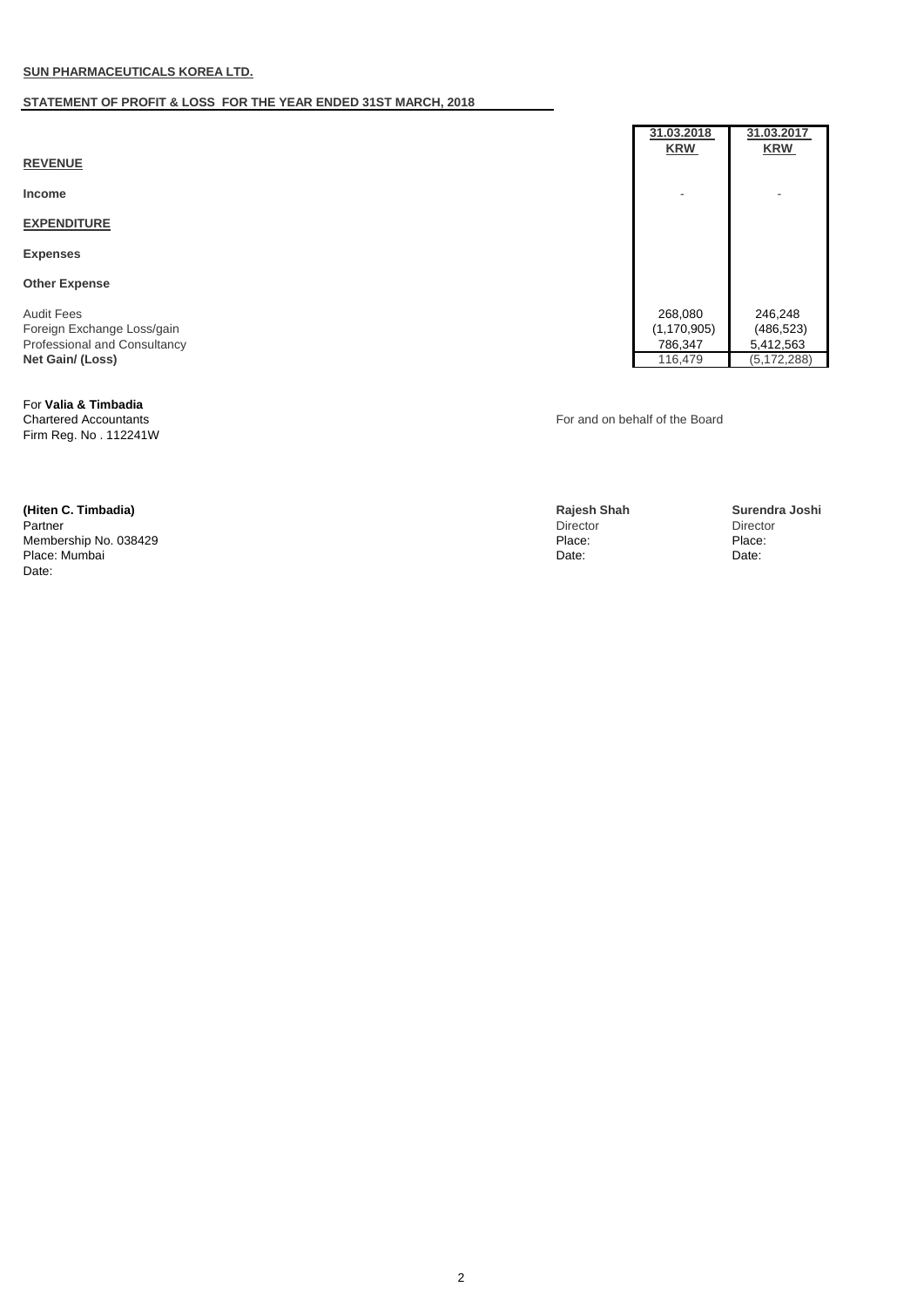**SUN PHARMACEUTICALS KOREA LTD.**

**STATEMENT OF PROFIT & LOSS FOR THE YEAR ENDED 31ST MARCH, 2018**

| | 31.03.2018<br>KRW | 31.03.2017<br>KRW |
|---|---|---|
| **REVENUE** | | |
| **Income** | - | - |
| **EXPENDITURE** | | |
| **Expenses** | | |
| **Other Expense** | | |
| Audit Fees | 268,080 | 246,248 |
| Foreign Exchange Loss/gain | (1,170,905) | (486,523) |
| Professional and Consultancy | 786,347 | 5,412,563 |
| **Net Gain/ (Loss)** | 116,479 | (5,172,288) |

For **Valia & Timbadia**
Chartered Accountants
Firm Reg. No . 112241W

For and on behalf of the Board

**(Hiten C. Timbadia)**
Partner
Membership No. 038429
Place: Mumbai
Date:

**Rajesh Shah**
Director
Place:
Date:

**Surendra Joshi**
Director
Place:
Date: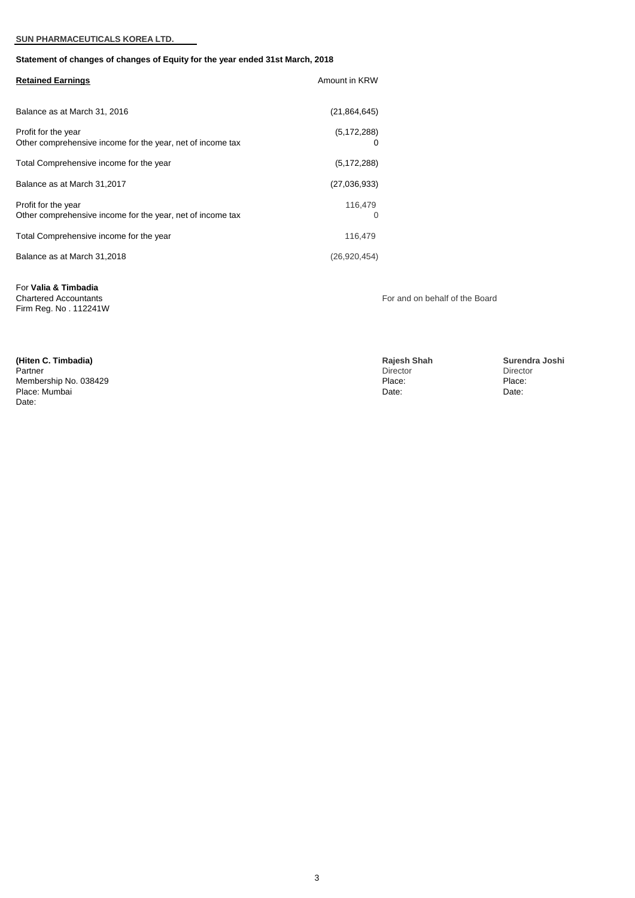**SUN PHARMACEUTICALS KOREA LTD.**

**Statement of changes of changes of Equity for the year ended 31st March, 2018**

| **Retained Earnings** | Amount in KRW |
|---|---|
| Balance as at March 31, 2016 | (21,864,645) |
| Profit for the year | (5,172,288) |
| Other comprehensive income for the year, net of income tax | 0 |
| Total Comprehensive income for the year | (5,172,288) |
| Balance as at March 31,2017 | (27,036,933) |
| Profit for the year | 116,479 |
| Other comprehensive income for the year, net of income tax | 0 |
| Total Comprehensive income for the year | 116,479 |
| Balance as at March 31,2018 | (26,920,454) |

For **Valia & Timbadia**
Chartered Accountants
Firm Reg. No . 112241W

For and on behalf of the Board

**(Hiten C. Timbadia)**
Partner
Membership No. 038429
Place: Mumbai
Date:

**Rajesh Shah**
Director
Place:
Date:

**Surendra Joshi**
Director
Place:
Date: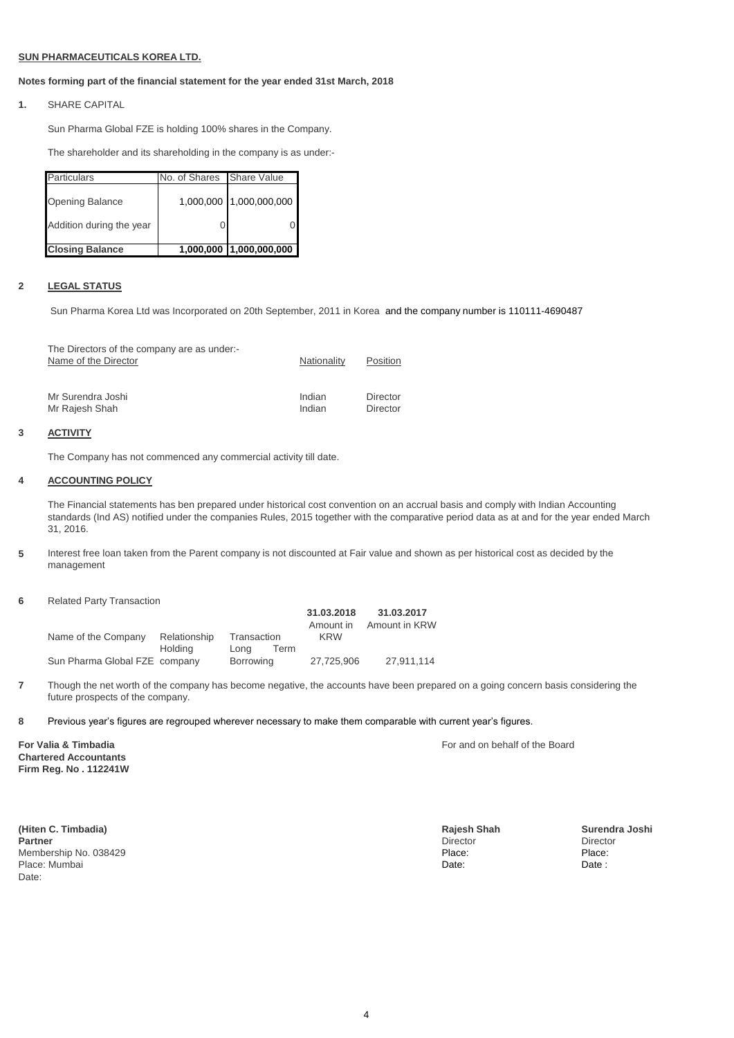**SUN PHARMACEUTICALS KOREA LTD.**

**Notes forming part of the financial statement for the year ended 31st March, 2018**

**1.** SHARE CAPITAL

Sun Pharma Global FZE is holding 100% shares in the Company.

The shareholder and its shareholding in the company is as under:-

| Particulars | No. of Shares | Share Value |
|---|---|---|
| Opening Balance | 1,000,000 | 1,000,000,000 |
| Addition during the year | 0 | 0 |
| **Closing Balance** | **1,000,000** | **1,000,000,000** |

**2** **LEGAL STATUS**

Sun Pharma Korea Ltd was Incorporated on 20th September, 2011 in Korea and the company number is 110111-4690487

The Directors of the company are as under:-

| Name of the Director | Nationality | Position |
|---|---|---|
| Mr Surendra Joshi | Indian | Director |
| Mr Rajesh Shah | Indian | Director |

**3** **ACTIVITY**

The Company has not commenced any commercial activity till date.

**4** **ACCOUNTING POLICY**

The Financial statements has ben prepared under historical cost convention on an accrual basis and comply with Indian Accounting standards (Ind AS) notified under the companies Rules, 2015 together with the comparative period data as at and for the year ended March 31, 2016.

**5** Interest free loan taken from the Parent company is not discounted at Fair value and shown as per historical cost as decided by the management

**6** Related Party Transaction

| Name of the Company | Relationship | Transaction | **31.03.2018** Amount in KRW | **31.03.2017** Amount in KRW |
|---|---|---|---|---|
| Sun Pharma Global FZE | Holding company | Long Term Borrowing | 27,725,906 | 27,911,114 |

**7** Though the net worth of the company has become negative, the accounts have been prepared on a going concern basis considering the future prospects of the company.

**8** Previous year's figures are regrouped wherever necessary to make them comparable with current year's figures.

**For Valia & Timbadia**
**Chartered Accountants**
**Firm Reg. No . 112241W**

For and on behalf of the Board

**(Hiten C. Timbadia)**
**Partner**
Membership No. 038429
Place: Mumbai
Date:

**Rajesh Shah**
Director
Place:
Date:

**Surendra Joshi**
Director
Place:
Date :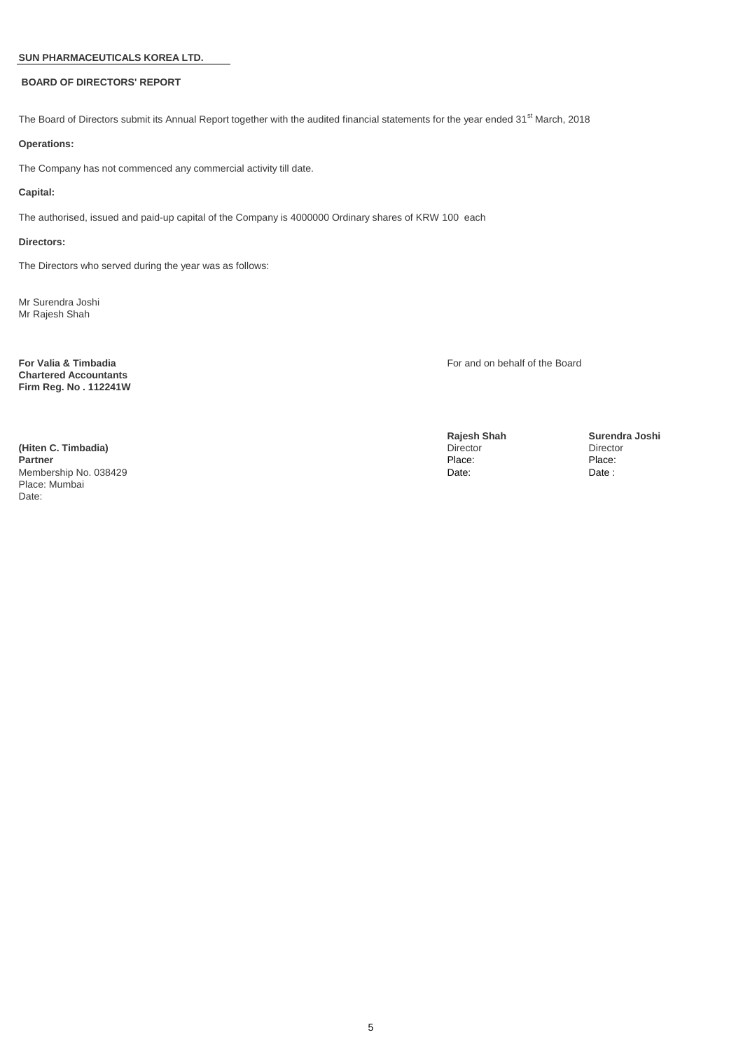**SUN PHARMACEUTICALS KOREA LTD.**

**BOARD OF DIRECTORS' REPORT**

The Board of Directors submit its Annual Report together with the audited financial statements for the year ended 31st March, 2018

**Operations:**

The Company has not commenced any commercial activity till date.

**Capital:**

The authorised, issued and paid-up capital of the Company is 4000000 Ordinary shares of KRW 100 each

**Directors:**

The Directors who served during the year was as follows:

Mr Surendra Joshi
Mr Rajesh Shah

**For Valia & Timbadia**
**Chartered Accountants**
**Firm Reg. No . 112241W**

**(Hiten C. Timbadia)**
**Partner**
Membership No. 038429
Place: Mumbai
Date:

For and on behalf of the Board

| | |
|---|---|
| **Rajesh Shah** | **Surendra Joshi** |
| Director | Director |
| Place: | Place: |
| Date: | Date : |